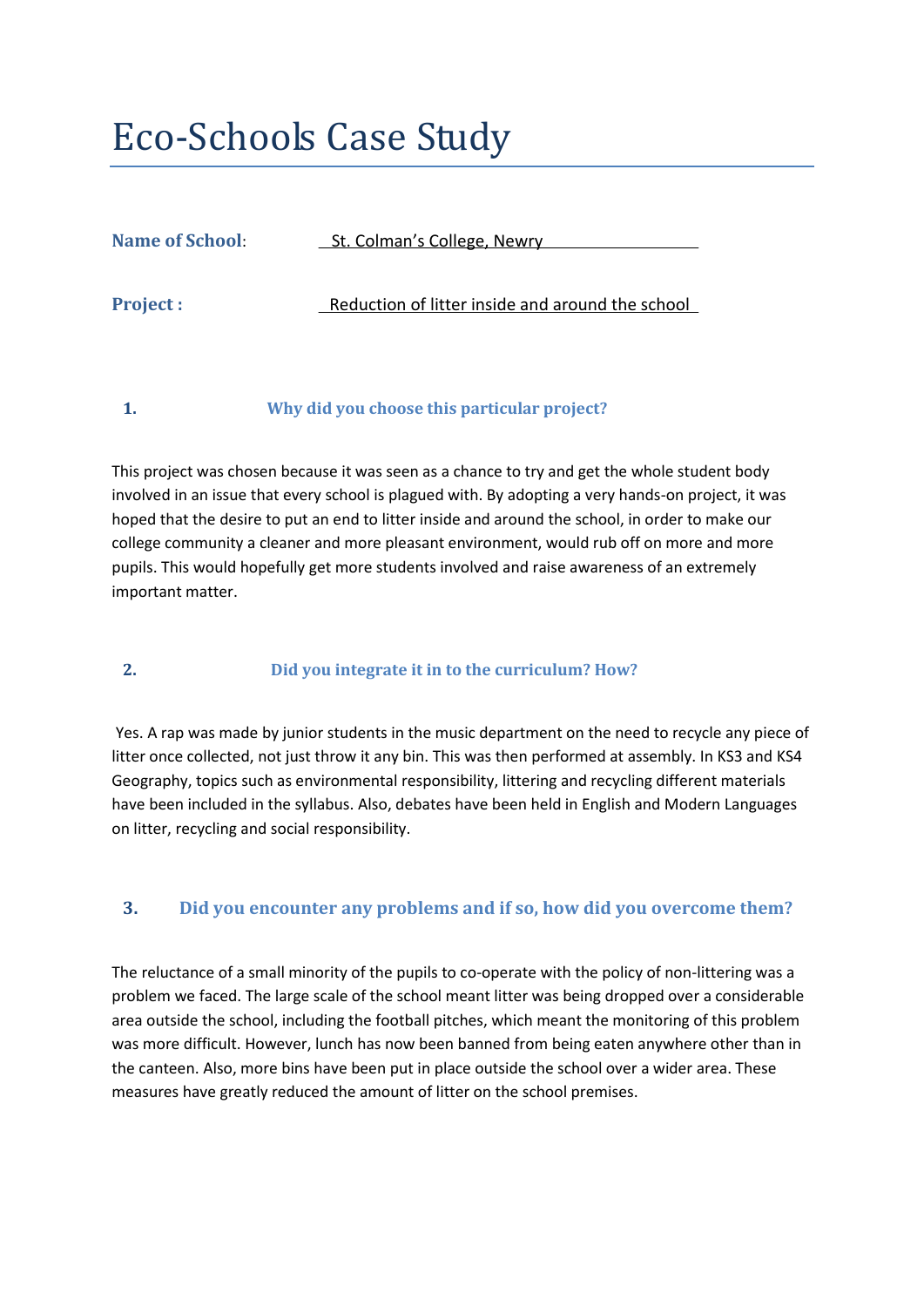# Eco-Schools Case Study

**Name of School**: St. Colman's College, Newry

**Project :** Reduction of litter inside and around the school

## 1. Why did you choose this particular project?

This project was chosen because it was seen as a chance to try and get the whole student body involved in an issue that every school is plagued with. By adopting a very hands-on project, it was hoped that the desire to put an end to litter inside and around the school, in order to make our college community a cleaner and more pleasant environment, would rub off on more and more pupils. This would hopefully get more students involved and raise awareness of an extremely important matter.

## 2. Did you integrate it in to the curriculum? How?

Yes. A rap was made by junior students in the music department on the need to recycle any piece of litter once collected, not just throw it any bin. This was then performed at assembly. In KS3 and KS4 Geography, topics such as environmental responsibility, littering and recycling different materials have been included in the syllabus. Also, debates have been held in English and Modern Languages on litter, recycling and social responsibility.

## 3. Did you encounter any problems and if so, how did you overcome them?

The reluctance of a small minority of the pupils to co-operate with the policy of non-littering was a problem we faced. The large scale of the school meant litter was being dropped over a considerable area outside the school, including the football pitches, which meant the monitoring of this problem was more difficult. However, lunch has now been banned from being eaten anywhere other than in the canteen. Also, more bins have been put in place outside the school over a wider area. These measures have greatly reduced the amount of litter on the school premises.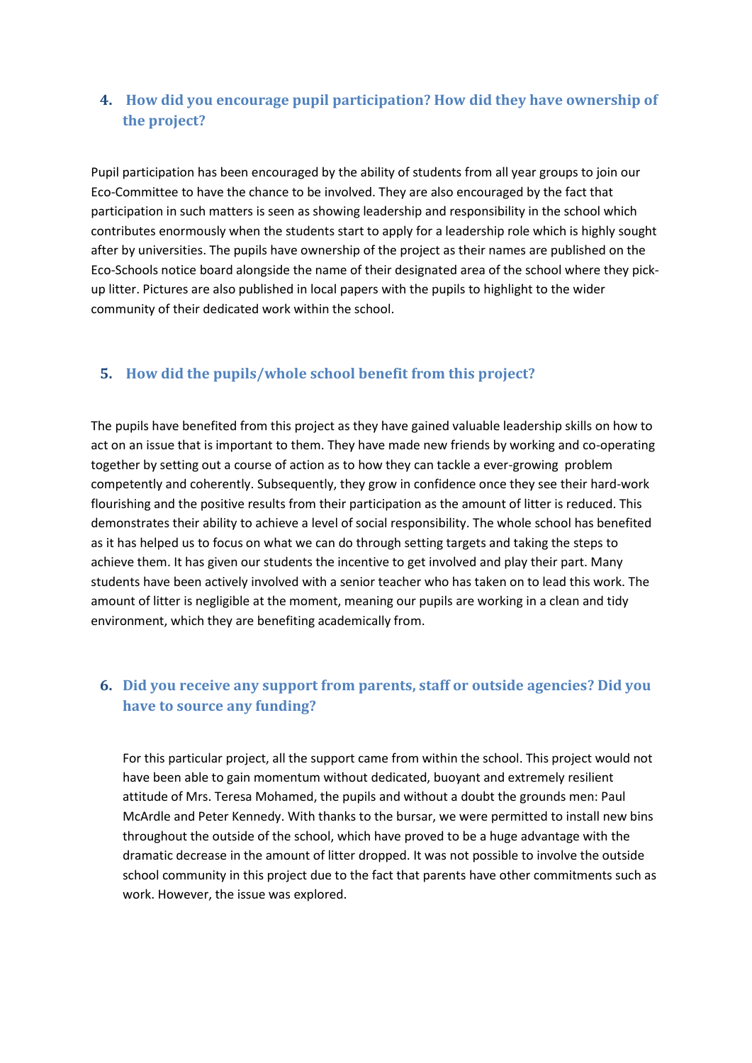## 4. How did you encourage pupil participation? How did they have ownership of the project?

Pupil participation has been encouraged by the ability of students from all year groups to join our Eco-Committee to have the chance to be involved. They are also encouraged by the fact that participation in such matters is seen as showing leadership and responsibility in the school which contributes enormously when the students start to apply for a leadership role which is highly sought after by universities. The pupils have ownership of the project as their names are published on the Eco-Schools notice board alongside the name of their designated area of the school where they pick-up litter. Pictures are also published in local papers with the pupils to highlight to the wider community of their dedicated work within the school.

## 5. How did the pupils/whole school benefit from this project?

The pupils have benefited from this project as they have gained valuable leadership skills on how to act on an issue that is important to them. They have made new friends by working and co-operating together by setting out a course of action as to how they can tackle a ever-growing problem competently and coherently. Subsequently, they grow in confidence once they see their hard-work flourishing and the positive results from their participation as the amount of litter is reduced. This demonstrates their ability to achieve a level of social responsibility. The whole school has benefited as it has helped us to focus on what we can do through setting targets and taking the steps to achieve them. It has given our students the incentive to get involved and play their part. Many students have been actively involved with a senior teacher who has taken on to lead this work. The amount of litter is negligible at the moment, meaning our pupils are working in a clean and tidy environment, which they are benefiting academically from.

## 6. Did you receive any support from parents, staff or outside agencies? Did you have to source any funding?

For this particular project, all the support came from within the school. This project would not have been able to gain momentum without dedicated, buoyant and extremely resilient attitude of Mrs. Teresa Mohamed, the pupils and without a doubt the grounds men: Paul McArdle and Peter Kennedy. With thanks to the bursar, we were permitted to install new bins throughout the outside of the school, which have proved to be a huge advantage with the dramatic decrease in the amount of litter dropped. It was not possible to involve the outside school community in this project due to the fact that parents have other commitments such as work. However, the issue was explored.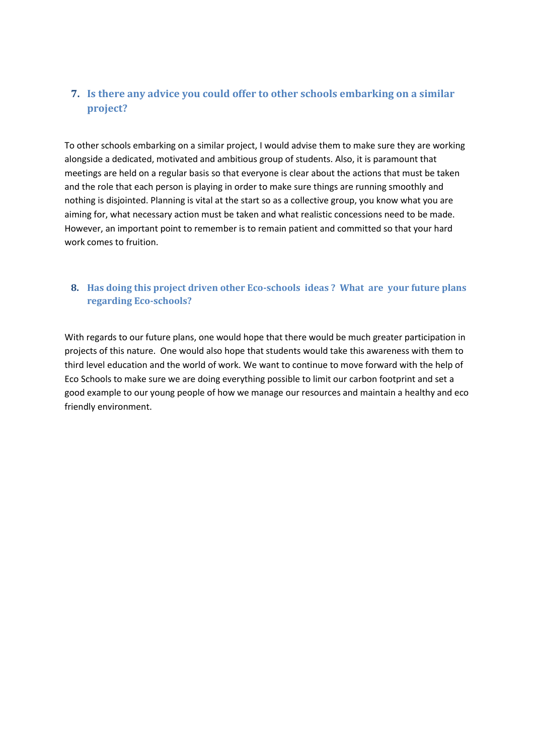7. **Is there any advice you could offer to other schools embarking on a similar project?**

To other schools embarking on a similar project, I would advise them to make sure they are working alongside a dedicated, motivated and ambitious group of students. Also, it is paramount that meetings are held on a regular basis so that everyone is clear about the actions that must be taken and the role that each person is playing in order to make sure things are running smoothly and nothing is disjointed. Planning is vital at the start so as a collective group, you know what you are aiming for, what necessary action must be taken and what realistic concessions need to be made. However, an important point to remember is to remain patient and committed so that your hard work comes to fruition.

8. **Has doing this project driven other Eco-schools ideas ? What are your future plans regarding Eco-schools?**

With regards to our future plans, one would hope that there would be much greater participation in projects of this nature. One would also hope that students would take this awareness with them to third level education and the world of work. We want to continue to move forward with the help of Eco Schools to make sure we are doing everything possible to limit our carbon footprint and set a good example to our young people of how we manage our resources and maintain a healthy and eco friendly environment.